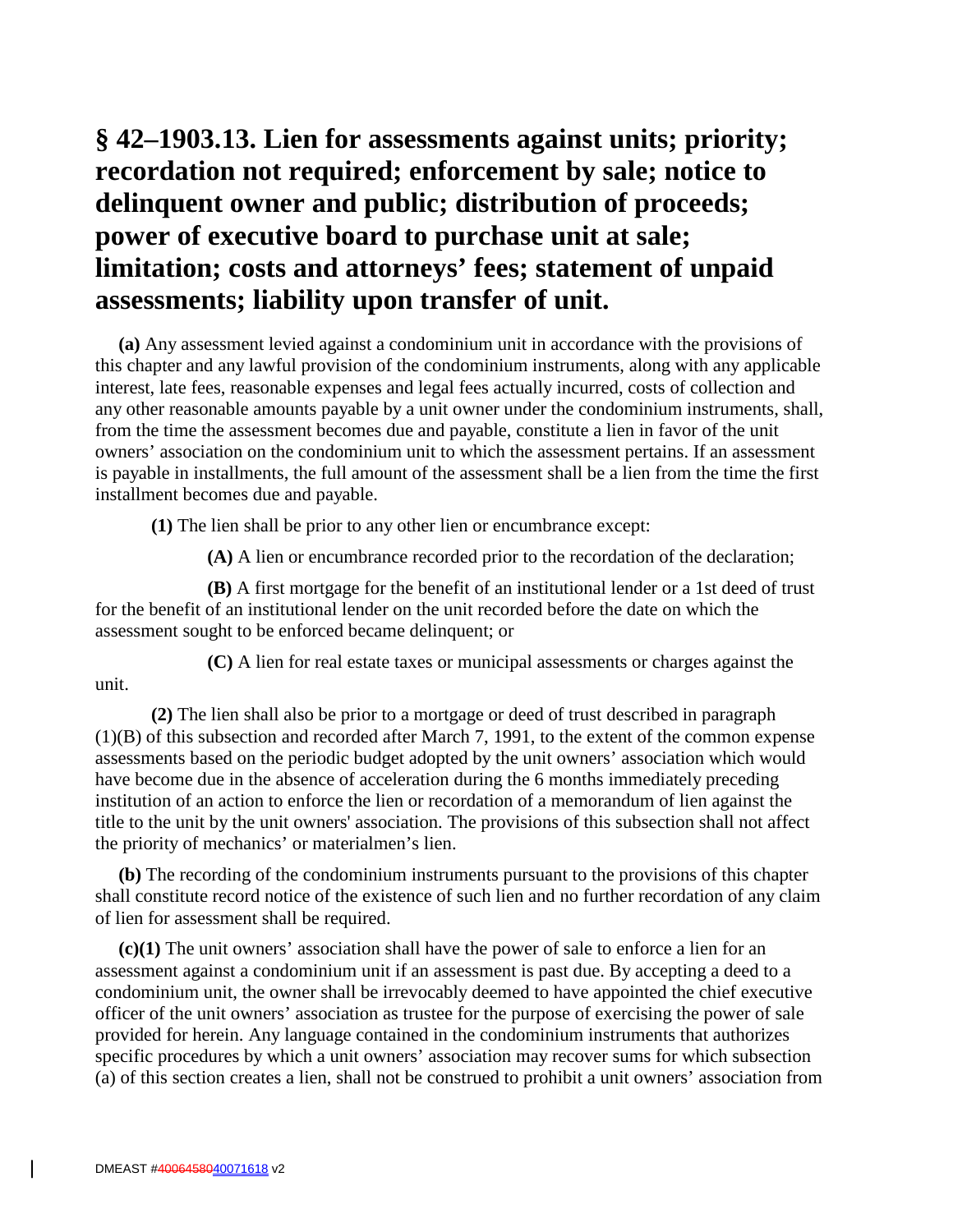# § 42–1903.13. Lien for assessments against units; priority; recordation not required; enforcement by sale; notice to delinquent owner and public; distribution of proceeds; power of executive board to purchase unit at sale; limitation; costs and attorneys' fees; statement of unpaid assessments; liability upon transfer of unit.

**(a)** Any assessment levied against a condominium unit in accordance with the provisions of this chapter and any lawful provision of the condominium instruments, along with any applicable interest, late fees, reasonable expenses and legal fees actually incurred, costs of collection and any other reasonable amounts payable by a unit owner under the condominium instruments, shall, from the time the assessment becomes due and payable, constitute a lien in favor of the unit owners' association on the condominium unit to which the assessment pertains. If an assessment is payable in installments, the full amount of the assessment shall be a lien from the time the first installment becomes due and payable.

**(1)** The lien shall be prior to any other lien or encumbrance except:

**(A)** A lien or encumbrance recorded prior to the recordation of the declaration;

**(B)** A first mortgage for the benefit of an institutional lender or a 1st deed of trust for the benefit of an institutional lender on the unit recorded before the date on which the assessment sought to be enforced became delinquent; or

**(C)** A lien for real estate taxes or municipal assessments or charges against the unit.

**(2)** The lien shall also be prior to a mortgage or deed of trust described in paragraph (1)(B) of this subsection and recorded after March 7, 1991, to the extent of the common expense assessments based on the periodic budget adopted by the unit owners' association which would have become due in the absence of acceleration during the 6 months immediately preceding institution of an action to enforce the lien or recordation of a memorandum of lien against the title to the unit by the unit owners' association. The provisions of this subsection shall not affect the priority of mechanics' or materialmen's lien.

**(b)** The recording of the condominium instruments pursuant to the provisions of this chapter shall constitute record notice of the existence of such lien and no further recordation of any claim of lien for assessment shall be required.

**(c)(1)** The unit owners' association shall have the power of sale to enforce a lien for an assessment against a condominium unit if an assessment is past due. By accepting a deed to a condominium unit, the owner shall be irrevocably deemed to have appointed the chief executive officer of the unit owners' association as trustee for the purpose of exercising the power of sale provided for herein. Any language contained in the condominium instruments that authorizes specific procedures by which a unit owners' association may recover sums for which subsection (a) of this section creates a lien, shall not be construed to prohibit a unit owners' association from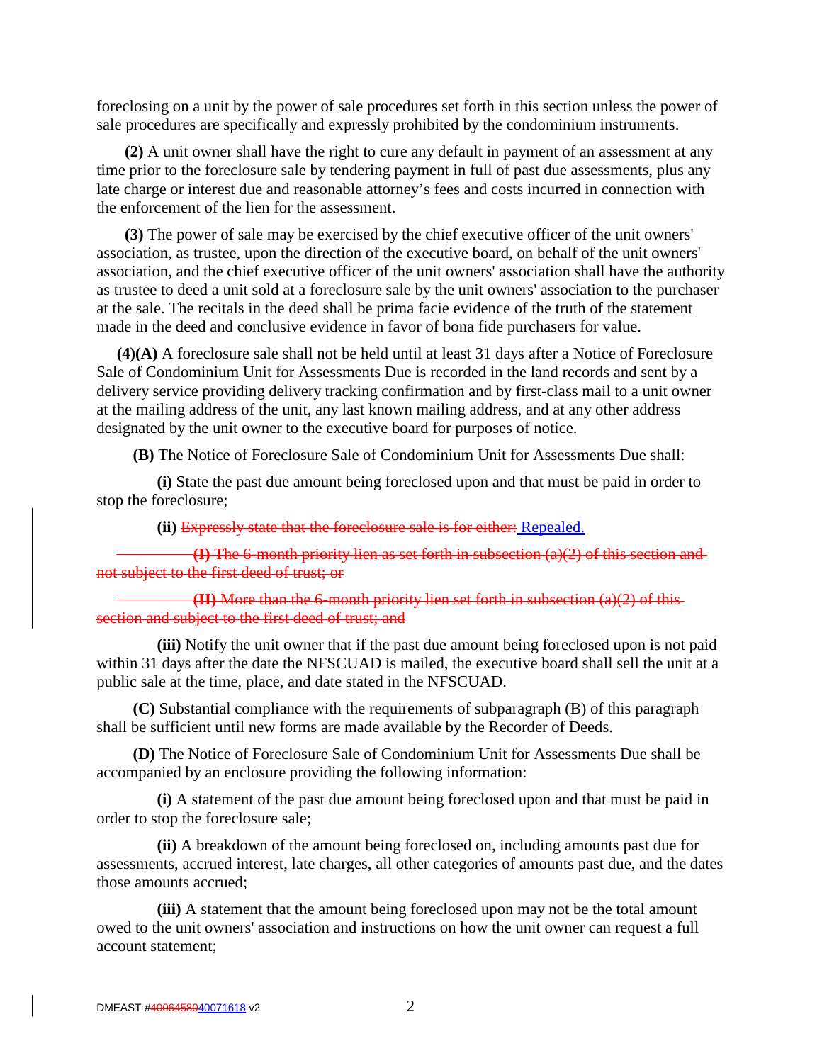foreclosing on a unit by the power of sale procedures set forth in this section unless the power of sale procedures are specifically and expressly prohibited by the condominium instruments.

**(2)** A unit owner shall have the right to cure any default in payment of an assessment at any time prior to the foreclosure sale by tendering payment in full of past due assessments, plus any late charge or interest due and reasonable attorney's fees and costs incurred in connection with the enforcement of the lien for the assessment.

**(3)** The power of sale may be exercised by the chief executive officer of the unit owners' association, as trustee, upon the direction of the executive board, on behalf of the unit owners' association, and the chief executive officer of the unit owners' association shall have the authority as trustee to deed a unit sold at a foreclosure sale by the unit owners' association to the purchaser at the sale. The recitals in the deed shall be prima facie evidence of the truth of the statement made in the deed and conclusive evidence in favor of bona fide purchasers for value.

**(4)(A)** A foreclosure sale shall not be held until at least 31 days after a Notice of Foreclosure Sale of Condominium Unit for Assessments Due is recorded in the land records and sent by a delivery service providing delivery tracking confirmation and by first-class mail to a unit owner at the mailing address of the unit, any last known mailing address, and at any other address designated by the unit owner to the executive board for purposes of notice.

**(B)** The Notice of Foreclosure Sale of Condominium Unit for Assessments Due shall:

**(i)** State the past due amount being foreclosed upon and that must be paid in order to stop the foreclosure;

**(ii)** ~~Expressly state that the foreclosure sale is for either:~~ Repealed.

~~**(I)** The 6-month priority lien as set forth in subsection (a)(2) of this section and not subject to the first deed of trust; or~~

~~**(II)** More than the 6-month priority lien set forth in subsection (a)(2) of this section and subject to the first deed of trust; and~~

**(iii)** Notify the unit owner that if the past due amount being foreclosed upon is not paid within 31 days after the date the NFSCUAD is mailed, the executive board shall sell the unit at a public sale at the time, place, and date stated in the NFSCUAD.

**(C)** Substantial compliance with the requirements of subparagraph (B) of this paragraph shall be sufficient until new forms are made available by the Recorder of Deeds.

**(D)** The Notice of Foreclosure Sale of Condominium Unit for Assessments Due shall be accompanied by an enclosure providing the following information:

**(i)** A statement of the past due amount being foreclosed upon and that must be paid in order to stop the foreclosure sale;

**(ii)** A breakdown of the amount being foreclosed on, including amounts past due for assessments, accrued interest, late charges, all other categories of amounts past due, and the dates those amounts accrued;

**(iii)** A statement that the amount being foreclosed upon may not be the total amount owed to the unit owners' association and instructions on how the unit owner can request a full account statement;

DMEAST #~~40064580~~40071618 v2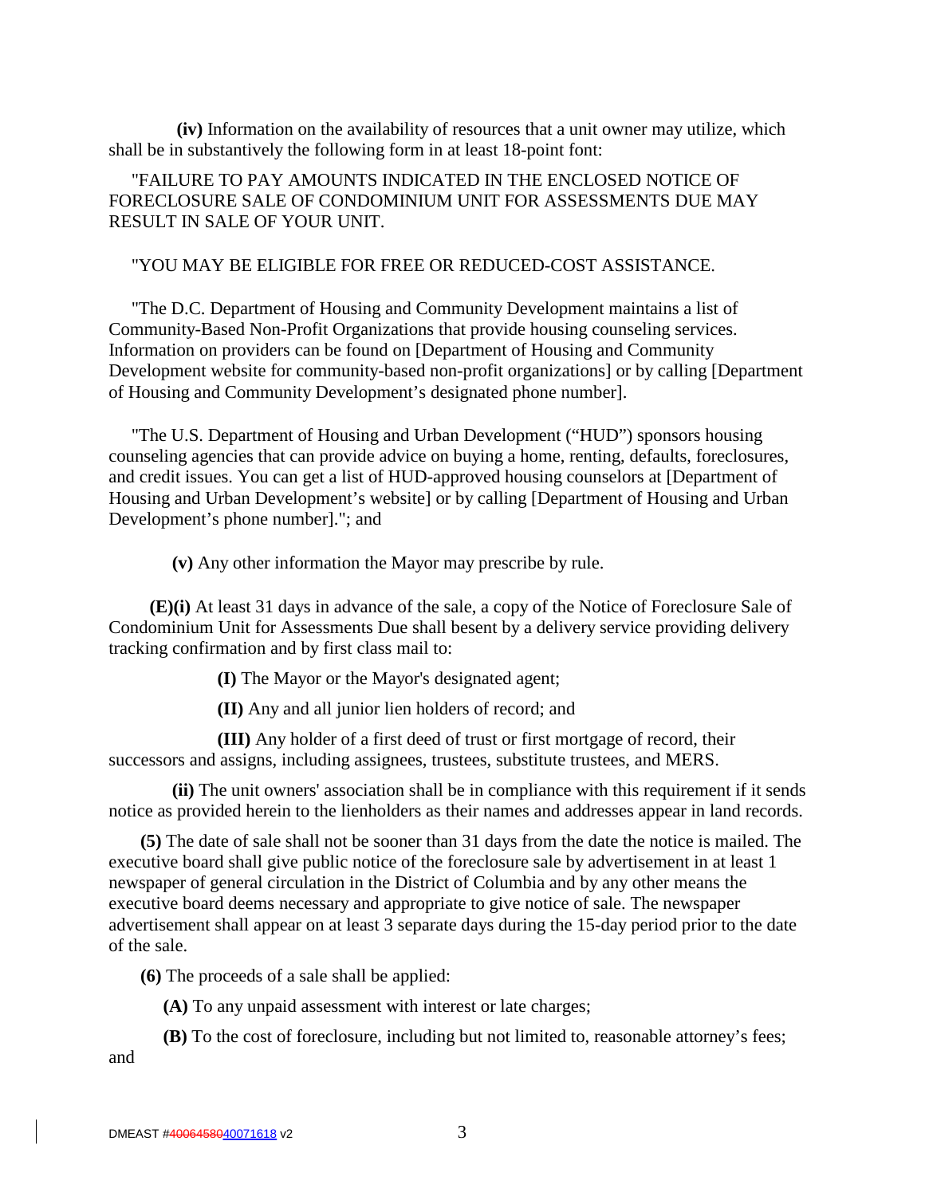**(iv)** Information on the availability of resources that a unit owner may utilize, which shall be in substantively the following form in at least 18-point font:

"FAILURE TO PAY AMOUNTS INDICATED IN THE ENCLOSED NOTICE OF FORECLOSURE SALE OF CONDOMINIUM UNIT FOR ASSESSMENTS DUE MAY RESULT IN SALE OF YOUR UNIT.

"YOU MAY BE ELIGIBLE FOR FREE OR REDUCED-COST ASSISTANCE.

"The D.C. Department of Housing and Community Development maintains a list of Community-Based Non-Profit Organizations that provide housing counseling services. Information on providers can be found on [Department of Housing and Community Development website for community-based non-profit organizations] or by calling [Department of Housing and Community Development's designated phone number].

"The U.S. Department of Housing and Urban Development ("HUD") sponsors housing counseling agencies that can provide advice on buying a home, renting, defaults, foreclosures, and credit issues. You can get a list of HUD-approved housing counselors at [Department of Housing and Urban Development's website] or by calling [Department of Housing and Urban Development's phone number]."; and

**(v)** Any other information the Mayor may prescribe by rule.

**(E)(i)** At least 31 days in advance of the sale, a copy of the Notice of Foreclosure Sale of Condominium Unit for Assessments Due shall besent by a delivery service providing delivery tracking confirmation and by first class mail to:

**(I)** The Mayor or the Mayor's designated agent;

**(II)** Any and all junior lien holders of record; and

**(III)** Any holder of a first deed of trust or first mortgage of record, their successors and assigns, including assignees, trustees, substitute trustees, and MERS.

**(ii)** The unit owners' association shall be in compliance with this requirement if it sends notice as provided herein to the lienholders as their names and addresses appear in land records.

**(5)** The date of sale shall not be sooner than 31 days from the date the notice is mailed. The executive board shall give public notice of the foreclosure sale by advertisement in at least 1 newspaper of general circulation in the District of Columbia and by any other means the executive board deems necessary and appropriate to give notice of sale. The newspaper advertisement shall appear on at least 3 separate days during the 15-day period prior to the date of the sale.

**(6)** The proceeds of a sale shall be applied:

**(A)** To any unpaid assessment with interest or late charges;

**(B)** To the cost of foreclosure, including but not limited to, reasonable attorney's fees; and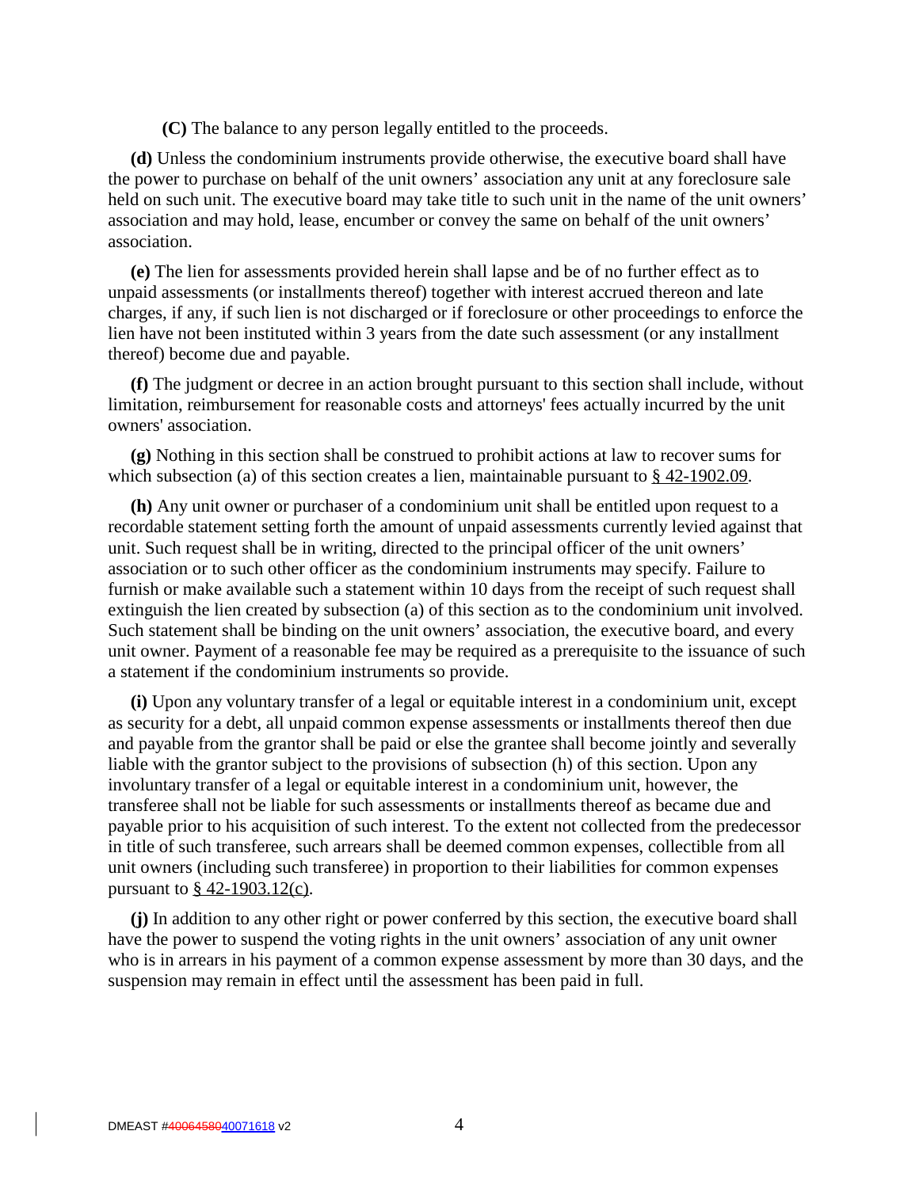**(C)** The balance to any person legally entitled to the proceeds.

**(d)** Unless the condominium instruments provide otherwise, the executive board shall have the power to purchase on behalf of the unit owners' association any unit at any foreclosure sale held on such unit. The executive board may take title to such unit in the name of the unit owners' association and may hold, lease, encumber or convey the same on behalf of the unit owners' association.

**(e)** The lien for assessments provided herein shall lapse and be of no further effect as to unpaid assessments (or installments thereof) together with interest accrued thereon and late charges, if any, if such lien is not discharged or if foreclosure or other proceedings to enforce the lien have not been instituted within 3 years from the date such assessment (or any installment thereof) become due and payable.

**(f)** The judgment or decree in an action brought pursuant to this section shall include, without limitation, reimbursement for reasonable costs and attorneys' fees actually incurred by the unit owners' association.

**(g)** Nothing in this section shall be construed to prohibit actions at law to recover sums for which subsection (a) of this section creates a lien, maintainable pursuant to § 42-1902.09.

**(h)** Any unit owner or purchaser of a condominium unit shall be entitled upon request to a recordable statement setting forth the amount of unpaid assessments currently levied against that unit. Such request shall be in writing, directed to the principal officer of the unit owners' association or to such other officer as the condominium instruments may specify. Failure to furnish or make available such a statement within 10 days from the receipt of such request shall extinguish the lien created by subsection (a) of this section as to the condominium unit involved. Such statement shall be binding on the unit owners' association, the executive board, and every unit owner. Payment of a reasonable fee may be required as a prerequisite to the issuance of such a statement if the condominium instruments so provide.

**(i)** Upon any voluntary transfer of a legal or equitable interest in a condominium unit, except as security for a debt, all unpaid common expense assessments or installments thereof then due and payable from the grantor shall be paid or else the grantee shall become jointly and severally liable with the grantor subject to the provisions of subsection (h) of this section. Upon any involuntary transfer of a legal or equitable interest in a condominium unit, however, the transferee shall not be liable for such assessments or installments thereof as became due and payable prior to his acquisition of such interest. To the extent not collected from the predecessor in title of such transferee, such arrears shall be deemed common expenses, collectible from all unit owners (including such transferee) in proportion to their liabilities for common expenses pursuant to § 42-1903.12(c).

**(j)** In addition to any other right or power conferred by this section, the executive board shall have the power to suspend the voting rights in the unit owners' association of any unit owner who is in arrears in his payment of a common expense assessment by more than 30 days, and the suspension may remain in effect until the assessment has been paid in full.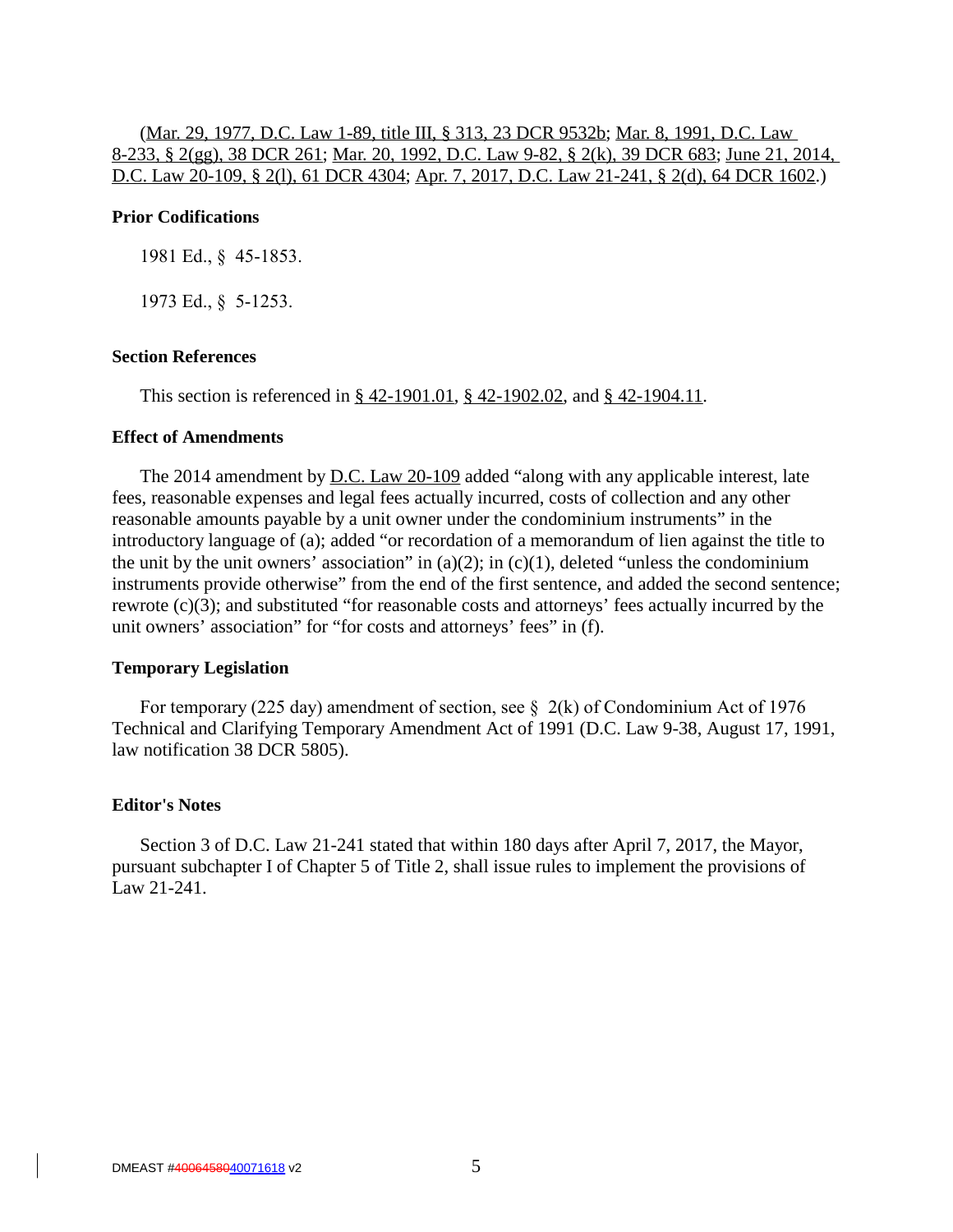(Mar. 29, 1977, D.C. Law 1-89, title III, § 313, 23 DCR 9532b; Mar. 8, 1991, D.C. Law 8-233, § 2(gg), 38 DCR 261; Mar. 20, 1992, D.C. Law 9-82, § 2(k), 39 DCR 683; June 21, 2014, D.C. Law 20-109, § 2(l), 61 DCR 4304; Apr. 7, 2017, D.C. Law 21-241, § 2(d), 64 DCR 1602.)

**Prior Codifications**

1981 Ed., § 45-1853.

1973 Ed., § 5-1253.

**Section References**

This section is referenced in § 42-1901.01, § 42-1902.02, and § 42-1904.11.

**Effect of Amendments**

The 2014 amendment by D.C. Law 20-109 added "along with any applicable interest, late fees, reasonable expenses and legal fees actually incurred, costs of collection and any other reasonable amounts payable by a unit owner under the condominium instruments" in the introductory language of (a); added "or recordation of a memorandum of lien against the title to the unit by the unit owners' association" in (a)(2); in (c)(1), deleted "unless the condominium instruments provide otherwise" from the end of the first sentence, and added the second sentence; rewrote (c)(3); and substituted "for reasonable costs and attorneys' fees actually incurred by the unit owners' association" for "for costs and attorneys' fees" in (f).

**Temporary Legislation**

For temporary (225 day) amendment of section, see § 2(k) of Condominium Act of 1976 Technical and Clarifying Temporary Amendment Act of 1991 (D.C. Law 9-38, August 17, 1991, law notification 38 DCR 5805).

**Editor's Notes**

Section 3 of D.C. Law 21-241 stated that within 180 days after April 7, 2017, the Mayor, pursuant subchapter I of Chapter 5 of Title 2, shall issue rules to implement the provisions of Law 21-241.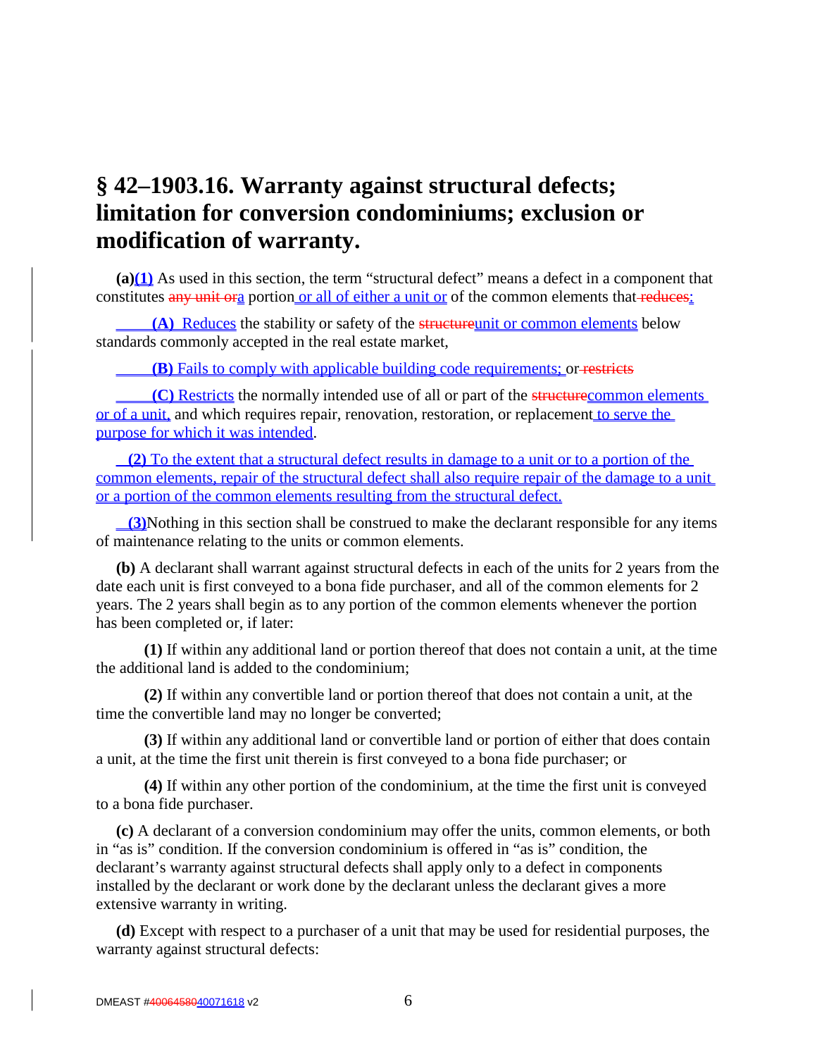# § 42–1903.16. Warranty against structural defects; limitation for conversion condominiums; exclusion or modification of warranty.

**(a)(1)** As used in this section, the term "structural defect" means a defect in a component that constitutes ~~any unit or~~a portion or all of either a unit or of the common elements that ~~reduces~~:

**(A)** Reduces the stability or safety of the ~~structure~~unit or common elements below standards commonly accepted in the real estate market,

**(B)** Fails to comply with applicable building code requirements; or ~~restricts~~

**(C)** Restricts the normally intended use of all or part of the ~~structure~~common elements or of a unit, and which requires repair, renovation, restoration, or replacement to serve the purpose for which it was intended.

**(2)** To the extent that a structural defect results in damage to a unit or to a portion of the common elements, repair of the structural defect shall also require repair of the damage to a unit or a portion of the common elements resulting from the structural defect.

**(3)** Nothing in this section shall be construed to make the declarant responsible for any items of maintenance relating to the units or common elements.

**(b)** A declarant shall warrant against structural defects in each of the units for 2 years from the date each unit is first conveyed to a bona fide purchaser, and all of the common elements for 2 years. The 2 years shall begin as to any portion of the common elements whenever the portion has been completed or, if later:

**(1)** If within any additional land or portion thereof that does not contain a unit, at the time the additional land is added to the condominium;

**(2)** If within any convertible land or portion thereof that does not contain a unit, at the time the convertible land may no longer be converted;

**(3)** If within any additional land or convertible land or portion of either that does contain a unit, at the time the first unit therein is first conveyed to a bona fide purchaser; or

**(4)** If within any other portion of the condominium, at the time the first unit is conveyed to a bona fide purchaser.

**(c)** A declarant of a conversion condominium may offer the units, common elements, or both in "as is" condition. If the conversion condominium is offered in "as is" condition, the declarant's warranty against structural defects shall apply only to a defect in components installed by the declarant or work done by the declarant unless the declarant gives a more extensive warranty in writing.

**(d)** Except with respect to a purchaser of a unit that may be used for residential purposes, the warranty against structural defects: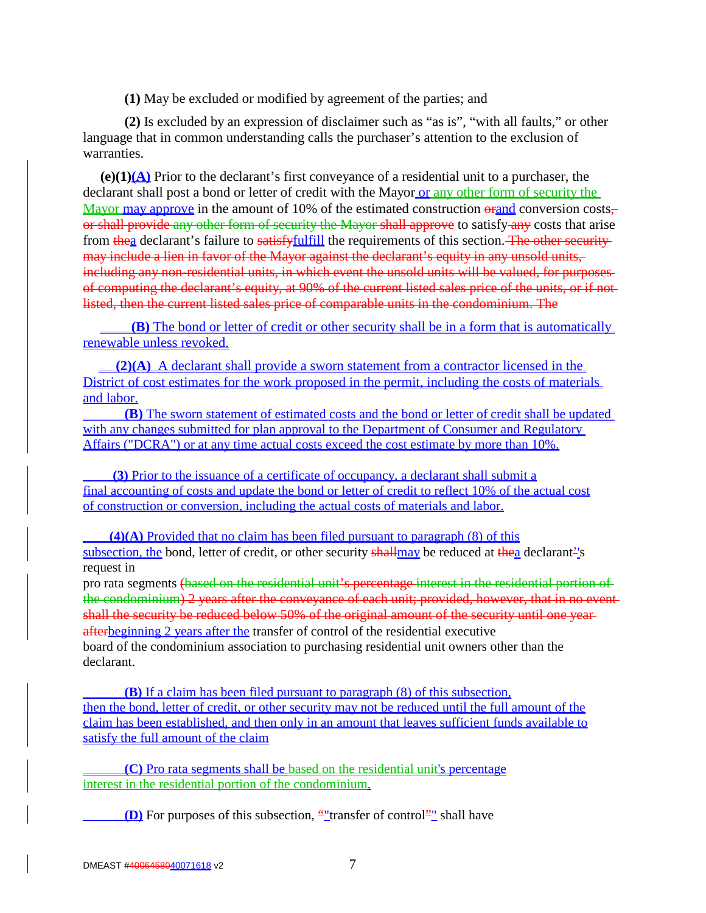**(1)** May be excluded or modified by agreement of the parties; and

**(2)** Is excluded by an expression of disclaimer such as "as is", "with all faults," or other language that in common understanding calls the purchaser's attention to the exclusion of warranties.

**(e)(1)(A)** Prior to the declarant's first conveyance of a residential unit to a purchaser, the declarant shall post a bond or letter of credit with the Mayor or any other form of security the Mayor may approve in the amount of 10% of the estimated construction orand conversion costs, or shall provide any other form of security the Mayor shall approve to satisfy any costs that arise from thea declarant's failure to satisfyfulfill the requirements of this section. The other security may include a lien in favor of the Mayor against the declarant's equity in any unsold units, including any non-residential units, in which event the unsold units will be valued, for purposes of computing the declarant's equity, at 90% of the current listed sales price of the units, or if not listed, then the current listed sales price of comparable units in the condominium. The

**(B)** The bond or letter of credit or other security shall be in a form that is automatically renewable unless revoked.

**(2)(A)** A declarant shall provide a sworn statement from a contractor licensed in the District of cost estimates for the work proposed in the permit, including the costs of materials and labor.

**(B)** The sworn statement of estimated costs and the bond or letter of credit shall be updated with any changes submitted for plan approval to the Department of Consumer and Regulatory Affairs ("DCRA") or at any time actual costs exceed the cost estimate by more than 10%.

**(3)** Prior to the issuance of a certificate of occupancy, a declarant shall submit a final accounting of costs and update the bond or letter of credit to reflect 10% of the actual cost of construction or conversion, including the actual costs of materials and labor.

**(4)(A)** Provided that no claim has been filed pursuant to paragraph (8) of this subsection, the bond, letter of credit, or other security shallmay be reduced at thea declarant''s request in pro rata segments (based on the residential unit's percentage interest in the residential portion of the condominium) 2 years after the conveyance of each unit; provided, however, that in no event shall the security be reduced below 50% of the original amount of the security until one year afterbeginning 2 years after the transfer of control of the residential executive board of the condominium association to purchasing residential unit owners other than the declarant.

**(B)** If a claim has been filed pursuant to paragraph (8) of this subsection, then the bond, letter of credit, or other security may not be reduced until the full amount of the claim has been established, and then only in an amount that leaves sufficient funds available to satisfy the full amount of the claim

**(C)** Pro rata segments shall be based on the residential unit's percentage interest in the residential portion of the condominium.

**(D)** For purposes of this subsection, ""transfer of control"" shall have

DMEAST #4006458040071618 v2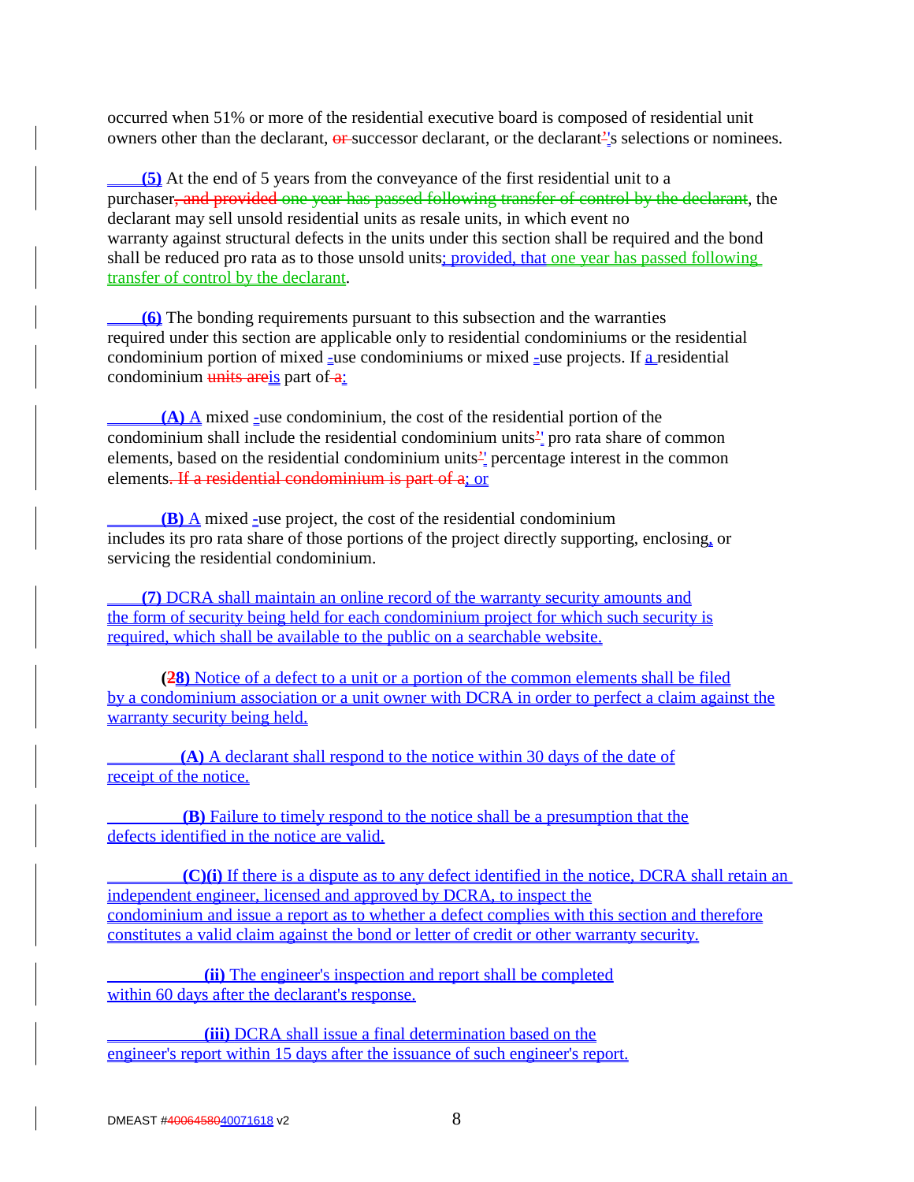occurred when 51% or more of the residential executive board is composed of residential unit owners other than the declarant, or successor declarant, or the declarant''s selections or nominees.

**(5)** At the end of 5 years from the conveyance of the first residential unit to a purchaser, and provided one year has passed following transfer of control by the declarant, the declarant may sell unsold residential units as resale units, in which event no warranty against structural defects in the units under this section shall be required and the bond shall be reduced pro rata as to those unsold units; provided, that one year has passed following transfer of control by the declarant.

**(6)** The bonding requirements pursuant to this subsection and the warranties required under this section are applicable only to residential condominiums or the residential condominium portion of mixed -use condominiums or mixed -use projects. If a residential condominium units areis part of a:

**(A)** A mixed -use condominium, the cost of the residential portion of the condominium shall include the residential condominium units'' pro rata share of common elements, based on the residential condominium units'' percentage interest in the common elements. If a residential condominium is part of a; or

**(B)** A mixed -use project, the cost of the residential condominium includes its pro rata share of those portions of the project directly supporting, enclosing, or servicing the residential condominium.

**(7)** DCRA shall maintain an online record of the warranty security amounts and the form of security being held for each condominium project for which such security is required, which shall be available to the public on a searchable website.

**(28)** Notice of a defect to a unit or a portion of the common elements shall be filed by a condominium association or a unit owner with DCRA in order to perfect a claim against the warranty security being held.

**(A)** A declarant shall respond to the notice within 30 days of the date of receipt of the notice.

**(B)** Failure to timely respond to the notice shall be a presumption that the defects identified in the notice are valid.

**(C)(i)** If there is a dispute as to any defect identified in the notice, DCRA shall retain an independent engineer, licensed and approved by DCRA, to inspect the condominium and issue a report as to whether a defect complies with this section and therefore constitutes a valid claim against the bond or letter of credit or other warranty security.

**(ii)** The engineer's inspection and report shall be completed within 60 days after the declarant's response.

**(iii)** DCRA shall issue a final determination based on the engineer's report within 15 days after the issuance of such engineer's report.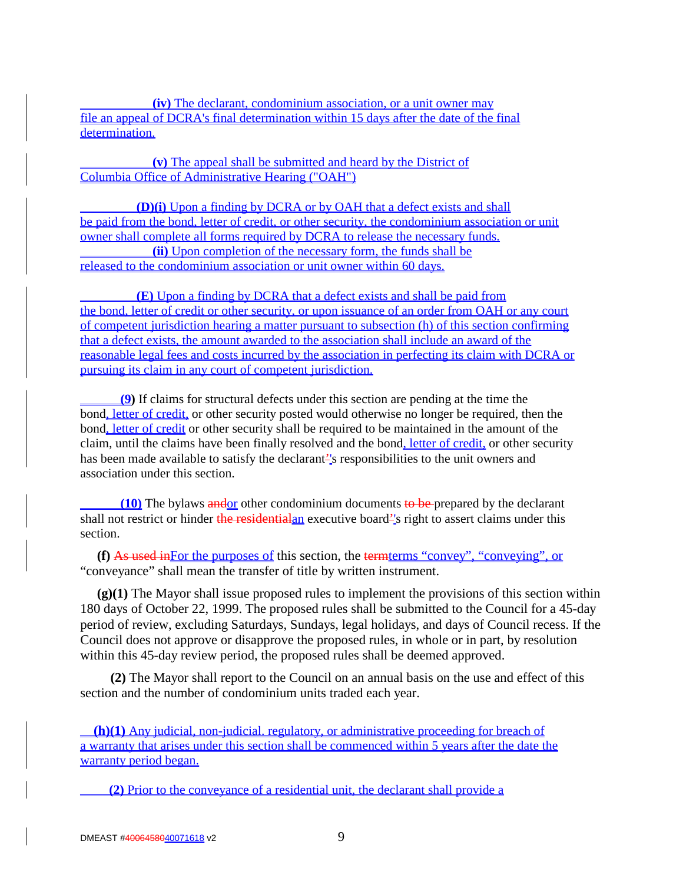**(iv)** The declarant, condominium association, or a unit owner may file an appeal of DCRA's final determination within 15 days after the date of the final determination.

**(v)** The appeal shall be submitted and heard by the District of Columbia Office of Administrative Hearing ("OAH")

**(D)(i)** Upon a finding by DCRA or by OAH that a defect exists and shall be paid from the bond, letter of credit, or other security, the condominium association or unit owner shall complete all forms required by DCRA to release the necessary funds.

**(ii)** Upon completion of the necessary form, the funds shall be released to the condominium association or unit owner within 60 days.

**(E)** Upon a finding by DCRA that a defect exists and shall be paid from the bond, letter of credit or other security, or upon issuance of an order from OAH or any court of competent jurisdiction hearing a matter pursuant to subsection (h) of this section confirming that a defect exists, the amount awarded to the association shall include an award of the reasonable legal fees and costs incurred by the association in perfecting its claim with DCRA or pursuing its claim in any court of competent jurisdiction.

**(9)** If claims for structural defects under this section are pending at the time the bond, letter of credit, or other security posted would otherwise no longer be required, then the bond, letter of credit or other security shall be required to be maintained in the amount of the claim, until the claims have been finally resolved and the bond, letter of credit, or other security has been made available to satisfy the declarant's responsibilities to the unit owners and association under this section.

**(10)** The bylaws ~~and~~or other condominium documents ~~to be~~ prepared by the declarant shall not restrict or hinder ~~the residential~~an executive board's right to assert claims under this section.

**(f)** ~~As used in~~For the purposes of this section, the ~~term~~terms "convey", "conveying", or "conveyance" shall mean the transfer of title by written instrument.

**(g)(1)** The Mayor shall issue proposed rules to implement the provisions of this section within 180 days of October 22, 1999. The proposed rules shall be submitted to the Council for a 45-day period of review, excluding Saturdays, Sundays, legal holidays, and days of Council recess. If the Council does not approve or disapprove the proposed rules, in whole or in part, by resolution within this 45-day review period, the proposed rules shall be deemed approved.

**(2)** The Mayor shall report to the Council on an annual basis on the use and effect of this section and the number of condominium units traded each year.

**(h)(1)** Any judicial, non-judicial, regulatory, or administrative proceeding for breach of a warranty that arises under this section shall be commenced within 5 years after the date the warranty period began.

**(2)** Prior to the conveyance of a residential unit, the declarant shall provide a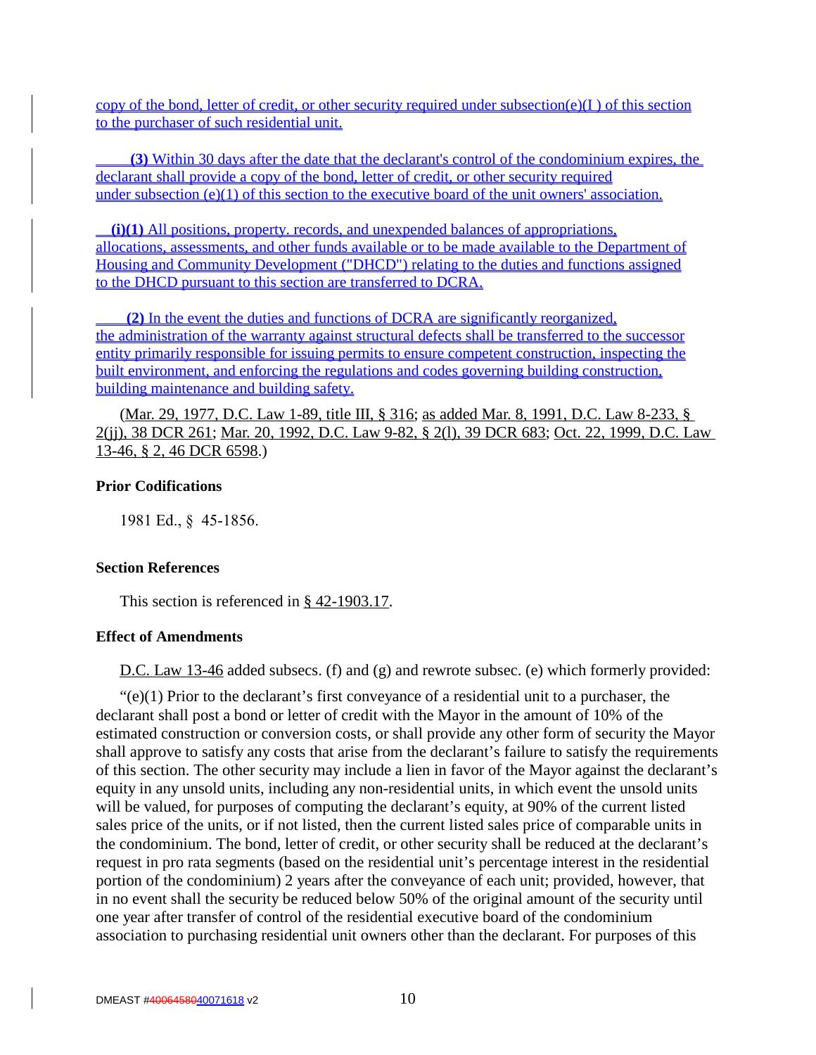copy of the bond, letter of credit, or other security required under subsection(e)(I ) of this section to the purchaser of such residential unit.

**(3)** Within 30 days after the date that the declarant's control of the condominium expires, the declarant shall provide a copy of the bond, letter of credit, or other security required under subsection (e)(1) of this section to the executive board of the unit owners' association.

**(i)(1)** All positions, property. records, and unexpended balances of appropriations, allocations, assessments, and other funds available or to be made available to the Department of Housing and Community Development ("DHCD") relating to the duties and functions assigned to the DHCD pursuant to this section are transferred to DCRA.

**(2)** In the event the duties and functions of DCRA are significantly reorganized, the administration of the warranty against structural defects shall be transferred to the successor entity primarily responsible for issuing permits to ensure competent construction, inspecting the built environment, and enforcing the regulations and codes governing building construction, building maintenance and building safety.

(Mar. 29, 1977, D.C. Law 1-89, title III, § 316; as added Mar. 8, 1991, D.C. Law 8-233, § 2(jj), 38 DCR 261; Mar. 20, 1992, D.C. Law 9-82, § 2(l), 39 DCR 683; Oct. 22, 1999, D.C. Law 13-46, § 2, 46 DCR 6598.)

**Prior Codifications**

1981 Ed., § 45-1856.

**Section References**

This section is referenced in § 42-1903.17.

**Effect of Amendments**

D.C. Law 13-46 added subsecs. (f) and (g) and rewrote subsec. (e) which formerly provided:

"(e)(1) Prior to the declarant's first conveyance of a residential unit to a purchaser, the declarant shall post a bond or letter of credit with the Mayor in the amount of 10% of the estimated construction or conversion costs, or shall provide any other form of security the Mayor shall approve to satisfy any costs that arise from the declarant's failure to satisfy the requirements of this section. The other security may include a lien in favor of the Mayor against the declarant's equity in any unsold units, including any non-residential units, in which event the unsold units will be valued, for purposes of computing the declarant's equity, at 90% of the current listed sales price of the units, or if not listed, then the current listed sales price of comparable units in the condominium. The bond, letter of credit, or other security shall be reduced at the declarant's request in pro rata segments (based on the residential unit's percentage interest in the residential portion of the condominium) 2 years after the conveyance of each unit; provided, however, that in no event shall the security be reduced below 50% of the original amount of the security until one year after transfer of control of the residential executive board of the condominium association to purchasing residential unit owners other than the declarant. For purposes of this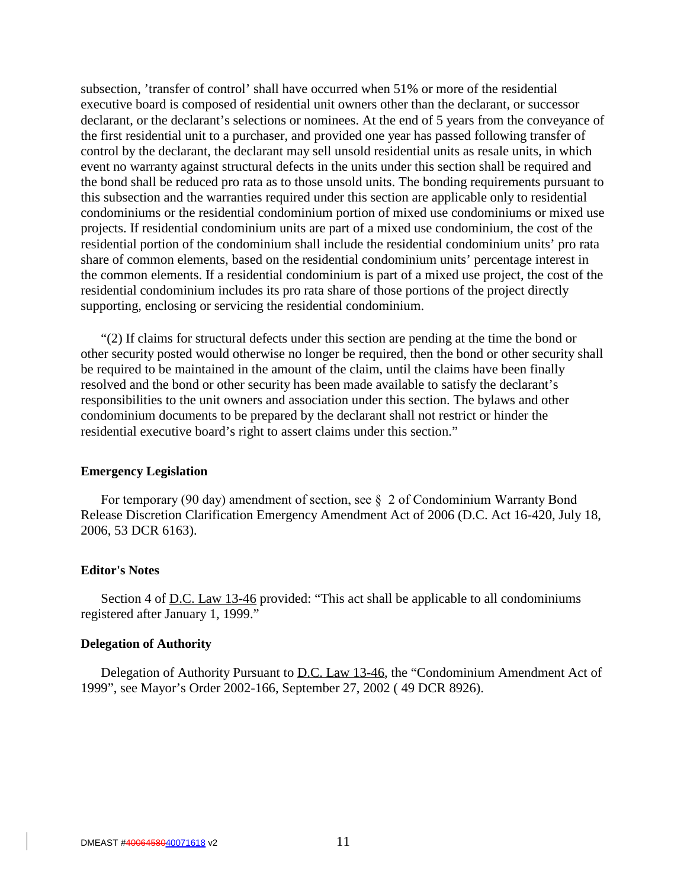subsection, 'transfer of control' shall have occurred when 51% or more of the residential executive board is composed of residential unit owners other than the declarant, or successor declarant, or the declarant's selections or nominees. At the end of 5 years from the conveyance of the first residential unit to a purchaser, and provided one year has passed following transfer of control by the declarant, the declarant may sell unsold residential units as resale units, in which event no warranty against structural defects in the units under this section shall be required and the bond shall be reduced pro rata as to those unsold units. The bonding requirements pursuant to this subsection and the warranties required under this section are applicable only to residential condominiums or the residential condominium portion of mixed use condominiums or mixed use projects. If residential condominium units are part of a mixed use condominium, the cost of the residential portion of the condominium shall include the residential condominium units' pro rata share of common elements, based on the residential condominium units' percentage interest in the common elements. If a residential condominium is part of a mixed use project, the cost of the residential condominium includes its pro rata share of those portions of the project directly supporting, enclosing or servicing the residential condominium.

"(2) If claims for structural defects under this section are pending at the time the bond or other security posted would otherwise no longer be required, then the bond or other security shall be required to be maintained in the amount of the claim, until the claims have been finally resolved and the bond or other security has been made available to satisfy the declarant's responsibilities to the unit owners and association under this section. The bylaws and other condominium documents to be prepared by the declarant shall not restrict or hinder the residential executive board's right to assert claims under this section."

**Emergency Legislation**

For temporary (90 day) amendment of section, see § 2 of Condominium Warranty Bond Release Discretion Clarification Emergency Amendment Act of 2006 (D.C. Act 16-420, July 18, 2006, 53 DCR 6163).

**Editor's Notes**

Section 4 of D.C. Law 13-46 provided: "This act shall be applicable to all condominiums registered after January 1, 1999."

**Delegation of Authority**

Delegation of Authority Pursuant to D.C. Law 13-46, the "Condominium Amendment Act of 1999", see Mayor's Order 2002-166, September 27, 2002 ( 49 DCR 8926).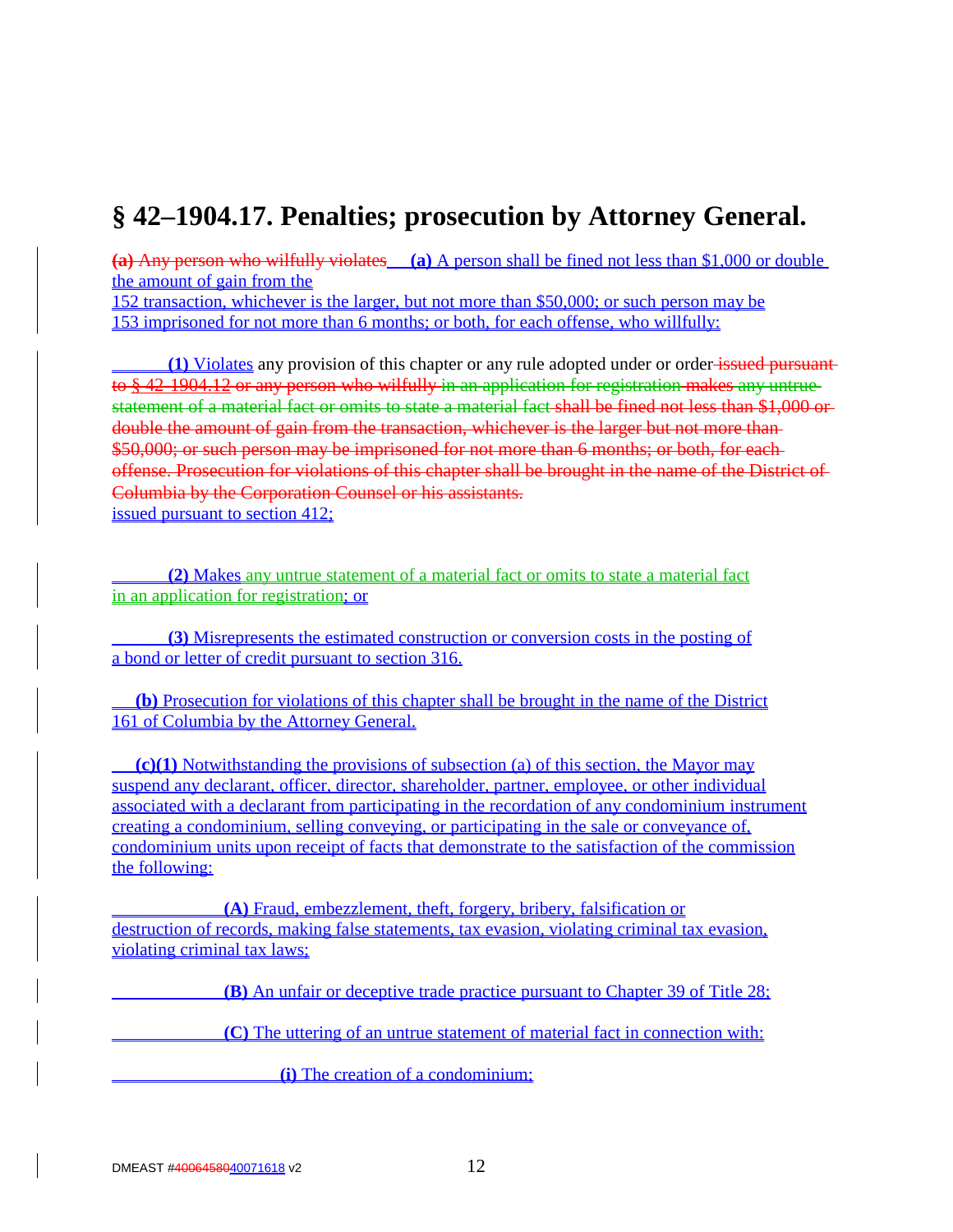# § 42–1904.17. Penalties; prosecution by Attorney General.

~~(a) Any person who wilfully violates~~ **(a)** A person shall be fined not less than $1,000 or double the amount of gain from the 152 transaction, whichever is the larger, but not more than $50,000; or such person may be 153 imprisoned for not more than 6 months; or both, for each offense, who willfully:

**(1)** Violates any provision of this chapter or any rule adopted under or order ~~issued pursuant to § 42-1904.12 or any person who wilfully in an application for registration makes any untrue statement of a material fact or omits to state a material fact shall be fined not less than $1,000 or double the amount of gain from the transaction, whichever is the larger but not more than $50,000; or such person may be imprisoned for not more than 6 months; or both, for each offense. Prosecution for violations of this chapter shall be brought in the name of the District of Columbia by the Corporation Counsel or his assistants.~~ issued pursuant to section 412;

**(2)** Makes any untrue statement of a material fact or omits to state a material fact in an application for registration; or

**(3)** Misrepresents the estimated construction or conversion costs in the posting of a bond or letter of credit pursuant to section 316.

**(b)** Prosecution for violations of this chapter shall be brought in the name of the District 161 of Columbia by the Attorney General.

**(c)(1)** Notwithstanding the provisions of subsection (a) of this section, the Mayor may suspend any declarant, officer, director, shareholder, partner, employee, or other individual associated with a declarant from participating in the recordation of any condominium instrument creating a condominium, selling conveying, or participating in the sale or conveyance of, condominium units upon receipt of facts that demonstrate to the satisfaction of the commission the following:

**(A)** Fraud, embezzlement, theft, forgery, bribery, falsification or destruction of records, making false statements, tax evasion, violating criminal tax evasion, violating criminal tax laws;

**(B)** An unfair or deceptive trade practice pursuant to Chapter 39 of Title 28;

**(C)** The uttering of an untrue statement of material fact in connection with:

**(i)** The creation of a condominium;

DMEAST #~~40064580~~40071618 v2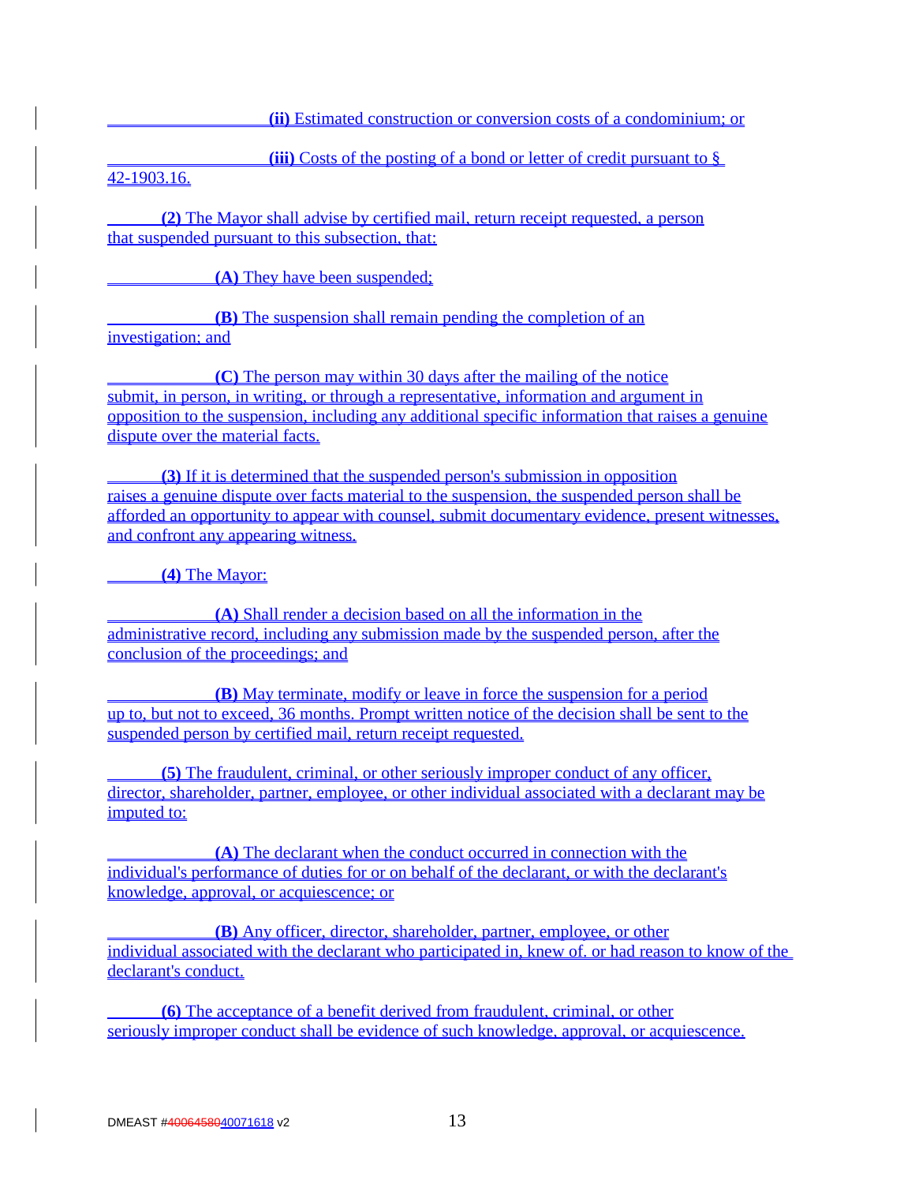**(ii)** Estimated construction or conversion costs of a condominium; or

**(iii)** Costs of the posting of a bond or letter of credit pursuant to § 42-1903.16.

**(2)** The Mayor shall advise by certified mail, return receipt requested, a person that suspended pursuant to this subsection, that:

**(A)** They have been suspended;

**(B)** The suspension shall remain pending the completion of an investigation; and

**(C)** The person may within 30 days after the mailing of the notice submit, in person, in writing, or through a representative, information and argument in opposition to the suspension, including any additional specific information that raises a genuine dispute over the material facts.

**(3)** If it is determined that the suspended person's submission in opposition raises a genuine dispute over facts material to the suspension, the suspended person shall be afforded an opportunity to appear with counsel, submit documentary evidence, present witnesses, and confront any appearing witness.

**(4)** The Mayor:

**(A)** Shall render a decision based on all the information in the administrative record, including any submission made by the suspended person, after the conclusion of the proceedings; and

**(B)** May terminate, modify or leave in force the suspension for a period up to, but not to exceed, 36 months. Prompt written notice of the decision shall be sent to the suspended person by certified mail, return receipt requested.

**(5)** The fraudulent, criminal, or other seriously improper conduct of any officer, director, shareholder, partner, employee, or other individual associated with a declarant may be imputed to:

**(A)** The declarant when the conduct occurred in connection with the individual's performance of duties for or on behalf of the declarant, or with the declarant's knowledge, approval, or acquiescence; or

**(B)** Any officer, director, shareholder, partner, employee, or other individual associated with the declarant who participated in, knew of, or had reason to know of the declarant's conduct.

**(6)** The acceptance of a benefit derived from fraudulent, criminal, or other seriously improper conduct shall be evidence of such knowledge, approval, or acquiescence.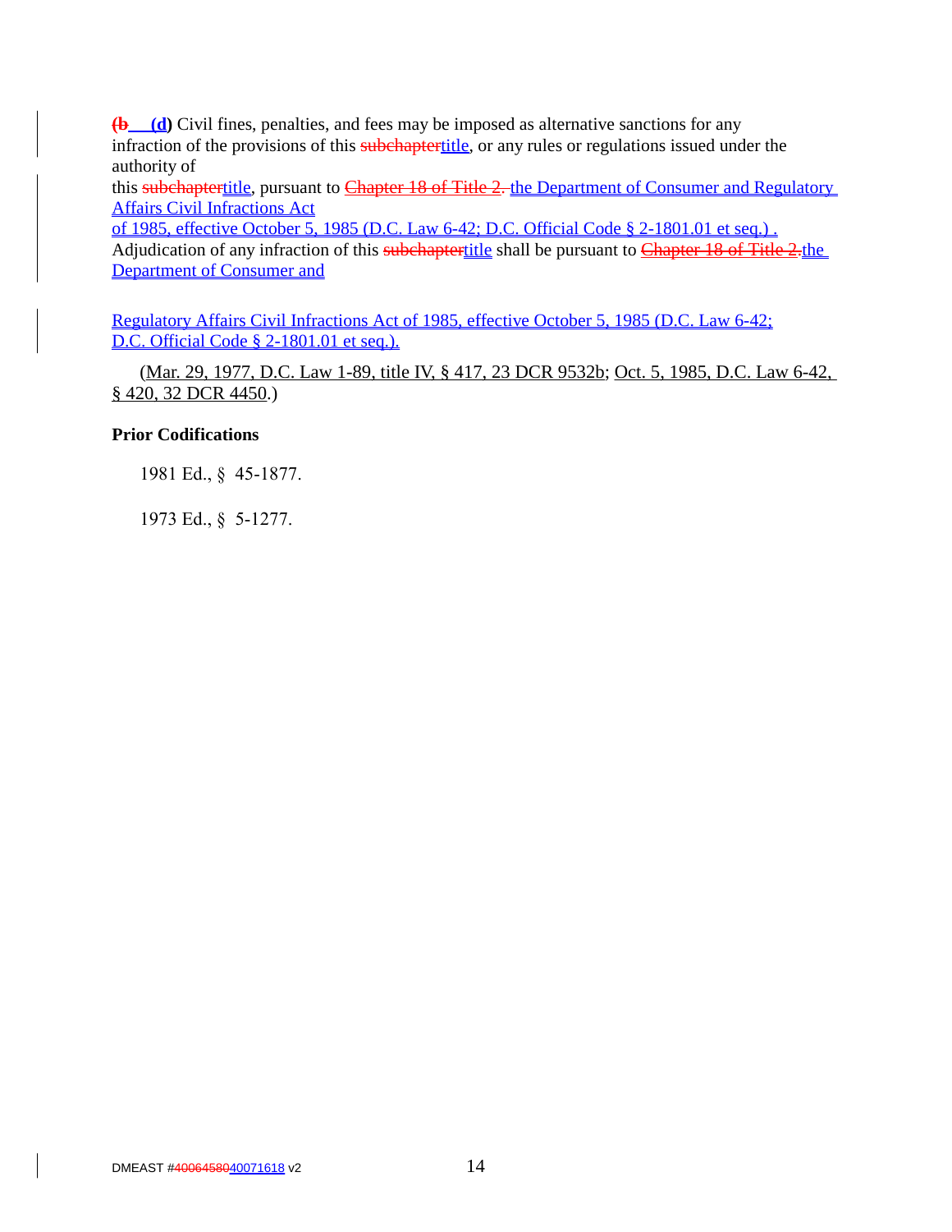~~(b~~ **(d)** Civil fines, penalties, and fees may be imposed as alternative sanctions for any infraction of the provisions of this ~~subchapter~~title, or any rules or regulations issued under the authority of this ~~subchapter~~title, pursuant to ~~Chapter 18 of Title 2.~~ the Department of Consumer and Regulatory Affairs Civil Infractions Act of 1985, effective October 5, 1985 (D.C. Law 6-42; D.C. Official Code § 2-1801.01 et seq.) . Adjudication of any infraction of this ~~subchapter~~title shall be pursuant to ~~Chapter 18 of Title 2.~~the Department of Consumer and Regulatory Affairs Civil Infractions Act of 1985, effective October 5, 1985 (D.C. Law 6-42; D.C. Official Code § 2-1801.01 et seq.).

(Mar. 29, 1977, D.C. Law 1-89, title IV, § 417, 23 DCR 9532b; Oct. 5, 1985, D.C. Law 6-42, § 420, 32 DCR 4450.)

**Prior Codifications**

1981 Ed., § 45-1877.

1973 Ed., § 5-1277.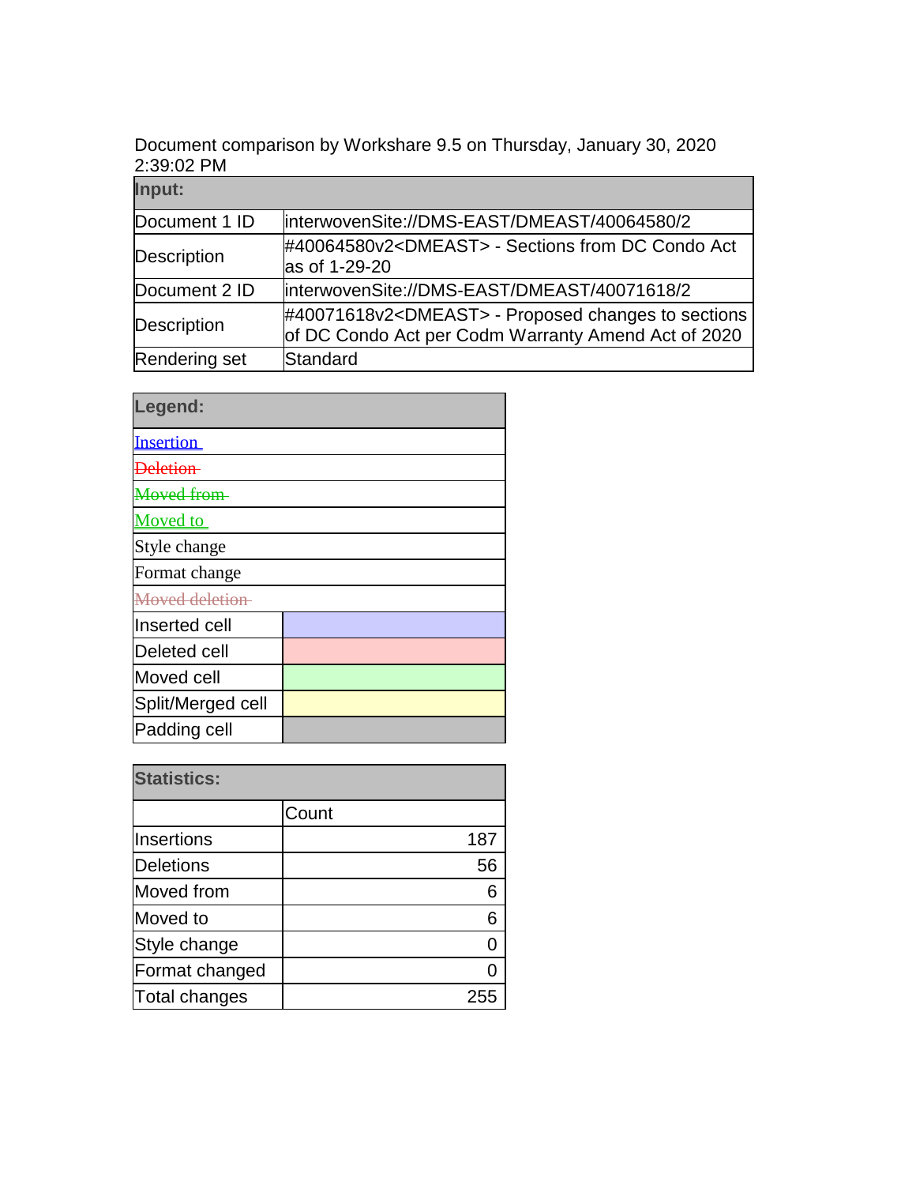Document comparison by Workshare 9.5 on Thursday, January 30, 2020 2:39:02 PM

| Input: | |
|---|---|
| Document 1 ID | interwovenSite://DMS-EAST/DMEAST/40064580/2 |
| Description | #40064580v2<DMEAST> - Sections from DC Condo Act as of 1-29-20 |
| Document 2 ID | interwovenSite://DMS-EAST/DMEAST/40071618/2 |
| Description | #40071618v2<DMEAST> - Proposed changes to sections of DC Condo Act per Codm Warranty Amend Act of 2020 |
| Rendering set | Standard |

| Legend: | |
|---|---|
| Insertion | |
| Deletion | |
| Moved from | |
| Moved to | |
| Style change | |
| Format change | |
| Moved deletion | |
| Inserted cell | |
| Deleted cell | |
| Moved cell | |
| Split/Merged cell | |
| Padding cell | |

| Statistics: | |
|---|---|
| | Count |
| Insertions | 187 |
| Deletions | 56 |
| Moved from | 6 |
| Moved to | 6 |
| Style change | 0 |
| Format changed | 0 |
| Total changes | 255 |